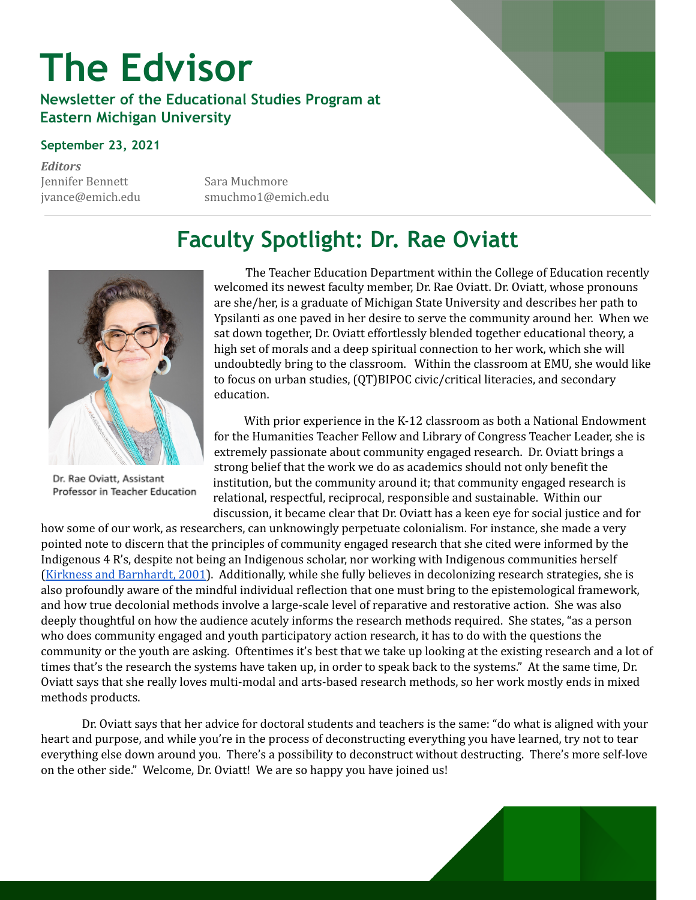# The Edvisor

**Newsletter of the Educational Studies Program at Eastern Michigan University**

**September 23, 2021**

***Editors***

Jennifer Bennett
jvance@emich.edu

Sara Muchmore
smuchmo1@emich.edu

## Faculty Spotlight: Dr. Rae Oviatt

Dr. Rae Oviatt, Assistant Professor in Teacher Education

The Teacher Education Department within the College of Education recently welcomed its newest faculty member, Dr. Rae Oviatt. Dr. Oviatt, whose pronouns are she/her, is a graduate of Michigan State University and describes her path to Ypsilanti as one paved in her desire to serve the community around her. When we sat down together, Dr. Oviatt effortlessly blended together educational theory, a high set of morals and a deep spiritual connection to her work, which she will undoubtedly bring to the classroom. Within the classroom at EMU, she would like to focus on urban studies, (QT)BIPOC civic/critical literacies, and secondary education.

With prior experience in the K-12 classroom as both a National Endowment for the Humanities Teacher Fellow and Library of Congress Teacher Leader, she is extremely passionate about community engaged research. Dr. Oviatt brings a strong belief that the work we do as academics should not only benefit the institution, but the community around it; that community engaged research is relational, respectful, reciprocal, responsible and sustainable. Within our discussion, it became clear that Dr. Oviatt has a keen eye for social justice and for how some of our work, as researchers, can unknowingly perpetuate colonialism. For instance, she made a very pointed note to discern that the principles of community engaged research that she cited were informed by the Indigenous 4 R's, despite not being an Indigenous scholar, nor working with Indigenous communities herself (Kirkness and Barnhardt, 2001). Additionally, while she fully believes in decolonizing research strategies, she is also profoundly aware of the mindful individual reflection that one must bring to the epistemological framework, and how true decolonial methods involve a large-scale level of reparative and restorative action. She was also deeply thoughtful on how the audience acutely informs the research methods required. She states, "as a person who does community engaged and youth participatory action research, it has to do with the questions the community or the youth are asking. Oftentimes it's best that we take up looking at the existing research and a lot of times that's the research the systems have taken up, in order to speak back to the systems." At the same time, Dr. Oviatt says that she really loves multi-modal and arts-based research methods, so her work mostly ends in mixed methods products.

Dr. Oviatt says that her advice for doctoral students and teachers is the same: "do what is aligned with your heart and purpose, and while you're in the process of deconstructing everything you have learned, try not to tear everything else down around you. There's a possibility to deconstruct without destructing. There's more self-love on the other side." Welcome, Dr. Oviatt! We are so happy you have joined us!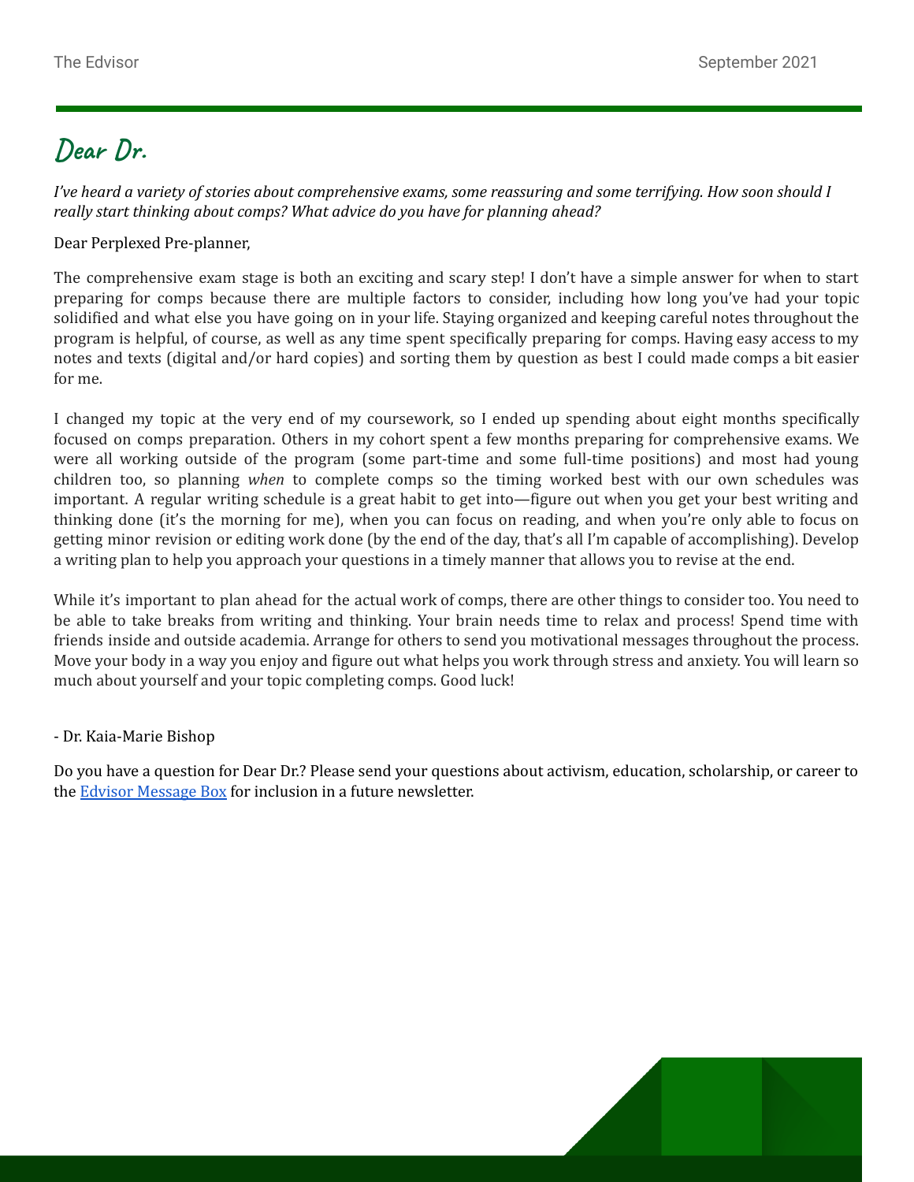# Dear Dr.

*I've heard a variety of stories about comprehensive exams, some reassuring and some terrifying. How soon should I really start thinking about comps? What advice do you have for planning ahead?*

Dear Perplexed Pre-planner,

The comprehensive exam stage is both an exciting and scary step! I don't have a simple answer for when to start preparing for comps because there are multiple factors to consider, including how long you've had your topic solidified and what else you have going on in your life. Staying organized and keeping careful notes throughout the program is helpful, of course, as well as any time spent specifically preparing for comps. Having easy access to my notes and texts (digital and/or hard copies) and sorting them by question as best I could made comps a bit easier for me.

I changed my topic at the very end of my coursework, so I ended up spending about eight months specifically focused on comps preparation. Others in my cohort spent a few months preparing for comprehensive exams. We were all working outside of the program (some part-time and some full-time positions) and most had young children too, so planning *when* to complete comps so the timing worked best with our own schedules was important. A regular writing schedule is a great habit to get into—figure out when you get your best writing and thinking done (it's the morning for me), when you can focus on reading, and when you're only able to focus on getting minor revision or editing work done (by the end of the day, that's all I'm capable of accomplishing). Develop a writing plan to help you approach your questions in a timely manner that allows you to revise at the end.

While it's important to plan ahead for the actual work of comps, there are other things to consider too. You need to be able to take breaks from writing and thinking. Your brain needs time to relax and process! Spend time with friends inside and outside academia. Arrange for others to send you motivational messages throughout the process. Move your body in a way you enjoy and figure out what helps you work through stress and anxiety. You will learn so much about yourself and your topic completing comps. Good luck!

- Dr. Kaia-Marie Bishop

Do you have a question for Dear Dr.? Please send your questions about activism, education, scholarship, or career to the [Edvisor Message Box] for inclusion in a future newsletter.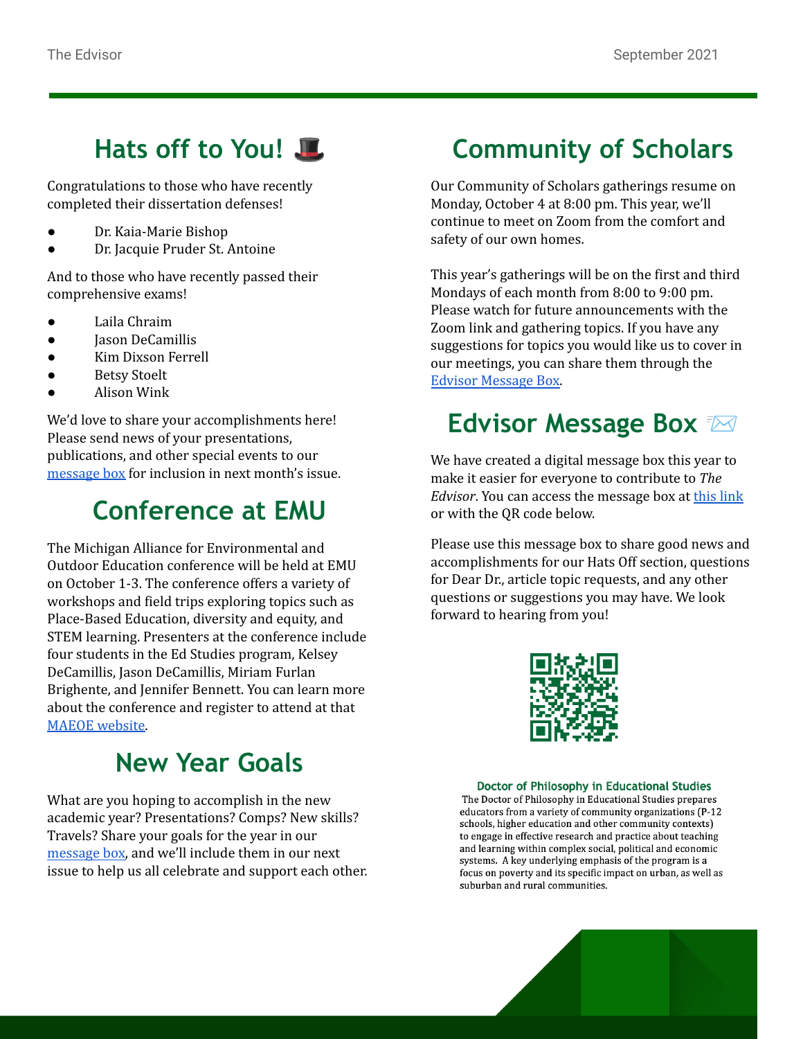## Hats off to You! 🎩

Congratulations to those who have recently completed their dissertation defenses!

- Dr. Kaia-Marie Bishop
- Dr. Jacquie Pruder St. Antoine

And to those who have recently passed their comprehensive exams!

- Laila Chraim
- Jason DeCamillis
- Kim Dixson Ferrell
- Betsy Stoelt
- Alison Wink

We'd love to share your accomplishments here! Please send news of your presentations, publications, and other special events to our message box for inclusion in next month's issue.

## Conference at EMU

The Michigan Alliance for Environmental and Outdoor Education conference will be held at EMU on October 1-3. The conference offers a variety of workshops and field trips exploring topics such as Place-Based Education, diversity and equity, and STEM learning. Presenters at the conference include four students in the Ed Studies program, Kelsey DeCamillis, Jason DeCamillis, Miriam Furlan Brighente, and Jennifer Bennett. You can learn more about the conference and register to attend at that MAEOE website.

## New Year Goals

What are you hoping to accomplish in the new academic year? Presentations? Comps? New skills? Travels? Share your goals for the year in our message box, and we'll include them in our next issue to help us all celebrate and support each other.

## Community of Scholars

Our Community of Scholars gatherings resume on Monday, October 4 at 8:00 pm. This year, we'll continue to meet on Zoom from the comfort and safety of our own homes.

This year's gatherings will be on the first and third Mondays of each month from 8:00 to 9:00 pm. Please watch for future announcements with the Zoom link and gathering topics. If you have any suggestions for topics you would like us to cover in our meetings, you can share them through the Edvisor Message Box.

## Edvisor Message Box 📨

We have created a digital message box this year to make it easier for everyone to contribute to *The Edvisor*. You can access the message box at this link or with the QR code below.

Please use this message box to share good news and accomplishments for our Hats Off section, questions for Dear Dr., article topic requests, and any other questions or suggestions you may have. We look forward to hearing from you!

**Doctor of Philosophy in Educational Studies**

The Doctor of Philosophy in Educational Studies prepares educators from a variety of community organizations (P-12 schools, higher education and other community contexts) to engage in effective research and practice about teaching and learning within complex social, political and economic systems. A key underlying emphasis of the program is a focus on poverty and its specific impact on urban, as well as suburban and rural communities.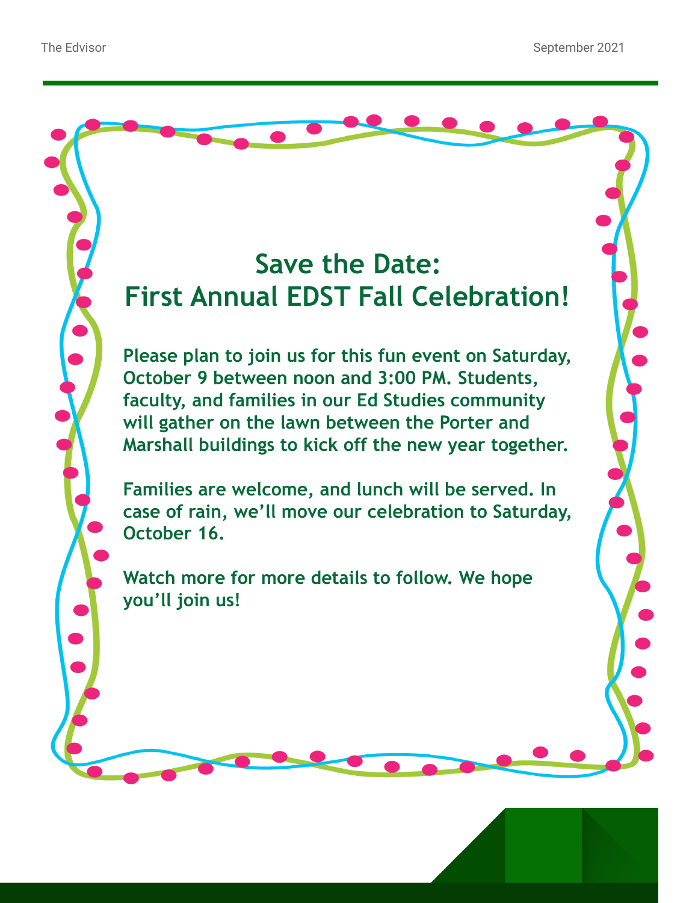# Save the Date:
# First Annual EDST Fall Celebration!

**Please plan to join us for this fun event on Saturday, October 9 between noon and 3:00 PM. Students, faculty, and families in our Ed Studies community will gather on the lawn between the Porter and Marshall buildings to kick off the new year together.**

**Families are welcome, and lunch will be served. In case of rain, we'll move our celebration to Saturday, October 16.**

**Watch more for more details to follow. We hope you'll join us!**